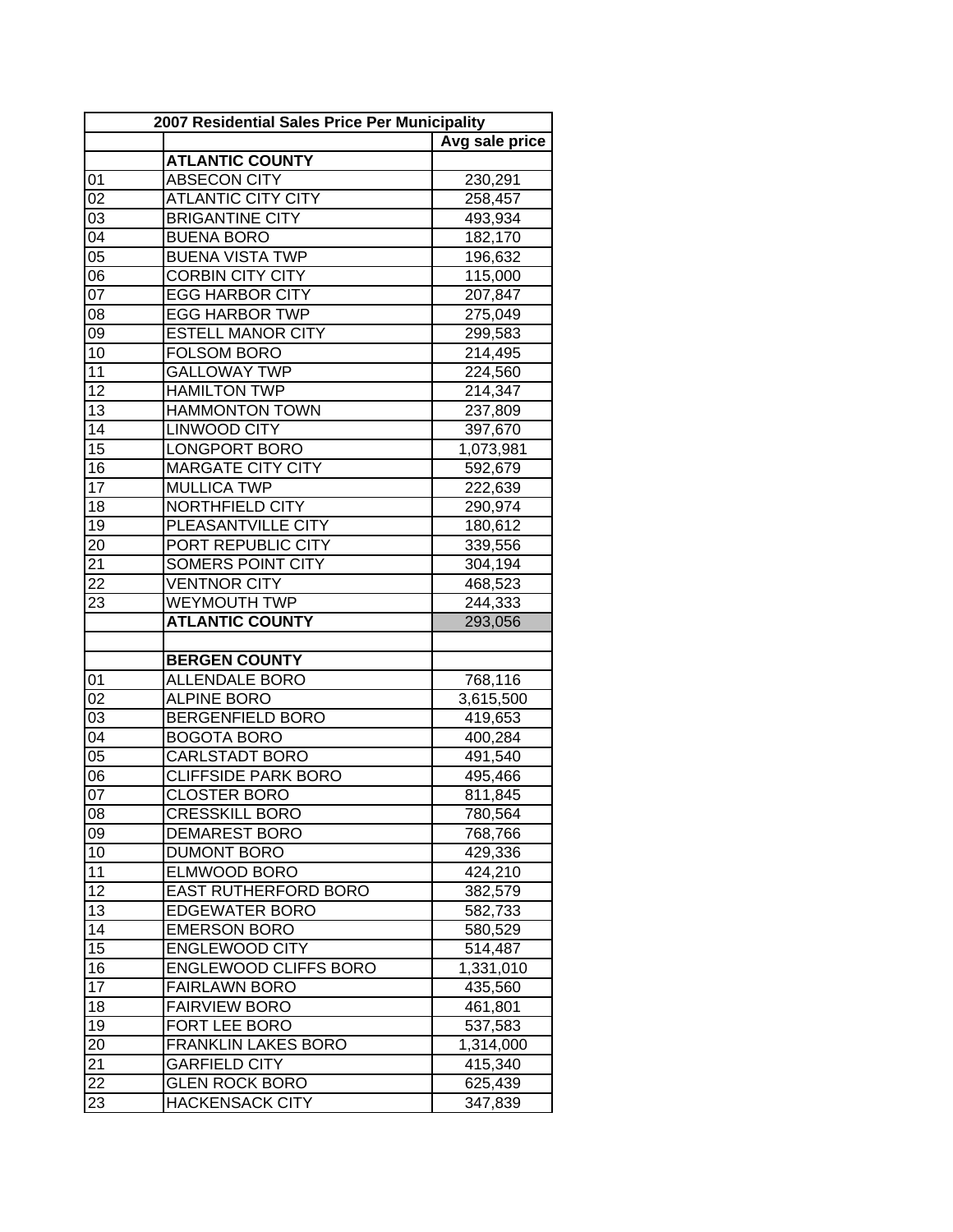| 2007 Residential Sales Price Per Municipality | | |
|---|---|---|
| | | **Avg sale price** |
| | **ATLANTIC COUNTY** | |
| 01 | ABSECON CITY | 230,291 |
| 02 | ATLANTIC CITY CITY | 258,457 |
| 03 | BRIGANTINE CITY | 493,934 |
| 04 | BUENA BORO | 182,170 |
| 05 | BUENA VISTA TWP | 196,632 |
| 06 | CORBIN CITY CITY | 115,000 |
| 07 | EGG HARBOR CITY | 207,847 |
| 08 | EGG HARBOR TWP | 275,049 |
| 09 | ESTELL MANOR CITY | 299,583 |
| 10 | FOLSOM BORO | 214,495 |
| 11 | GALLOWAY TWP | 224,560 |
| 12 | HAMILTON TWP | 214,347 |
| 13 | HAMMONTON TOWN | 237,809 |
| 14 | LINWOOD CITY | 397,670 |
| 15 | LONGPORT BORO | 1,073,981 |
| 16 | MARGATE CITY CITY | 592,679 |
| 17 | MULLICA TWP | 222,639 |
| 18 | NORTHFIELD CITY | 290,974 |
| 19 | PLEASANTVILLE CITY | 180,612 |
| 20 | PORT REPUBLIC CITY | 339,556 |
| 21 | SOMERS POINT CITY | 304,194 |
| 22 | VENTNOR CITY | 468,523 |
| 23 | WEYMOUTH TWP | 244,333 |
| | **ATLANTIC COUNTY** | 293,056 |
| | | |
| | **BERGEN COUNTY** | |
| 01 | ALLENDALE BORO | 768,116 |
| 02 | ALPINE BORO | 3,615,500 |
| 03 | BERGENFIELD BORO | 419,653 |
| 04 | BOGOTA BORO | 400,284 |
| 05 | CARLSTADT BORO | 491,540 |
| 06 | CLIFFSIDE PARK BORO | 495,466 |
| 07 | CLOSTER BORO | 811,845 |
| 08 | CRESSKILL BORO | 780,564 |
| 09 | DEMAREST BORO | 768,766 |
| 10 | DUMONT BORO | 429,336 |
| 11 | ELMWOOD BORO | 424,210 |
| 12 | EAST RUTHERFORD BORO | 382,579 |
| 13 | EDGEWATER BORO | 582,733 |
| 14 | EMERSON BORO | 580,529 |
| 15 | ENGLEWOOD CITY | 514,487 |
| 16 | ENGLEWOOD CLIFFS BORO | 1,331,010 |
| 17 | FAIRLAWN BORO | 435,560 |
| 18 | FAIRVIEW BORO | 461,801 |
| 19 | FORT LEE BORO | 537,583 |
| 20 | FRANKLIN LAKES BORO | 1,314,000 |
| 21 | GARFIELD CITY | 415,340 |
| 22 | GLEN ROCK BORO | 625,439 |
| 23 | HACKENSACK CITY | 347,839 |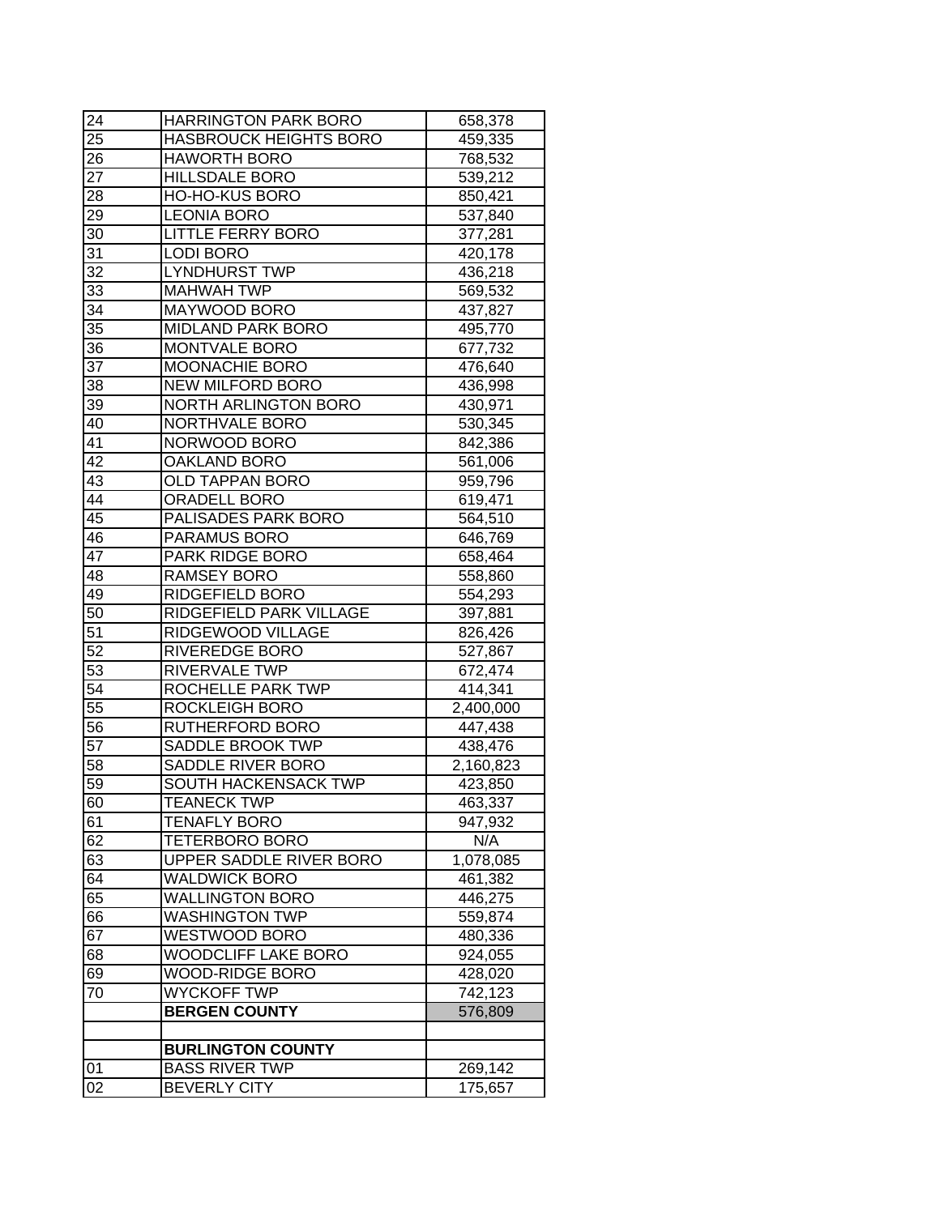| | | |
|---|---|---|
| 24 | HARRINGTON PARK BORO | 658,378 |
| 25 | HASBROUCK HEIGHTS BORO | 459,335 |
| 26 | HAWORTH BORO | 768,532 |
| 27 | HILLSDALE BORO | 539,212 |
| 28 | HO-HO-KUS BORO | 850,421 |
| 29 | LEONIA BORO | 537,840 |
| 30 | LITTLE FERRY BORO | 377,281 |
| 31 | LODI BORO | 420,178 |
| 32 | LYNDHURST TWP | 436,218 |
| 33 | MAHWAH TWP | 569,532 |
| 34 | MAYWOOD BORO | 437,827 |
| 35 | MIDLAND PARK BORO | 495,770 |
| 36 | MONTVALE BORO | 677,732 |
| 37 | MOONACHIE BORO | 476,640 |
| 38 | NEW MILFORD BORO | 436,998 |
| 39 | NORTH ARLINGTON BORO | 430,971 |
| 40 | NORTHVALE BORO | 530,345 |
| 41 | NORWOOD BORO | 842,386 |
| 42 | OAKLAND BORO | 561,006 |
| 43 | OLD TAPPAN BORO | 959,796 |
| 44 | ORADELL BORO | 619,471 |
| 45 | PALISADES PARK BORO | 564,510 |
| 46 | PARAMUS BORO | 646,769 |
| 47 | PARK RIDGE BORO | 658,464 |
| 48 | RAMSEY BORO | 558,860 |
| 49 | RIDGEFIELD BORO | 554,293 |
| 50 | RIDGEFIELD PARK VILLAGE | 397,881 |
| 51 | RIDGEWOOD VILLAGE | 826,426 |
| 52 | RIVEREDGE BORO | 527,867 |
| 53 | RIVERVALE TWP | 672,474 |
| 54 | ROCHELLE PARK TWP | 414,341 |
| 55 | ROCKLEIGH BORO | 2,400,000 |
| 56 | RUTHERFORD BORO | 447,438 |
| 57 | SADDLE BROOK TWP | 438,476 |
| 58 | SADDLE RIVER BORO | 2,160,823 |
| 59 | SOUTH HACKENSACK TWP | 423,850 |
| 60 | TEANECK TWP | 463,337 |
| 61 | TENAFLY BORO | 947,932 |
| 62 | TETERBORO BORO | N/A |
| 63 | UPPER SADDLE RIVER BORO | 1,078,085 |
| 64 | WALDWICK BORO | 461,382 |
| 65 | WALLINGTON BORO | 446,275 |
| 66 | WASHINGTON TWP | 559,874 |
| 67 | WESTWOOD BORO | 480,336 |
| 68 | WOODCLIFF LAKE BORO | 924,055 |
| 69 | WOOD-RIDGE BORO | 428,020 |
| 70 | WYCKOFF TWP | 742,123 |
| | **BERGEN COUNTY** | 576,809 |
| | | |
| | **BURLINGTON COUNTY** | |
| 01 | BASS RIVER TWP | 269,142 |
| 02 | BEVERLY CITY | 175,657 |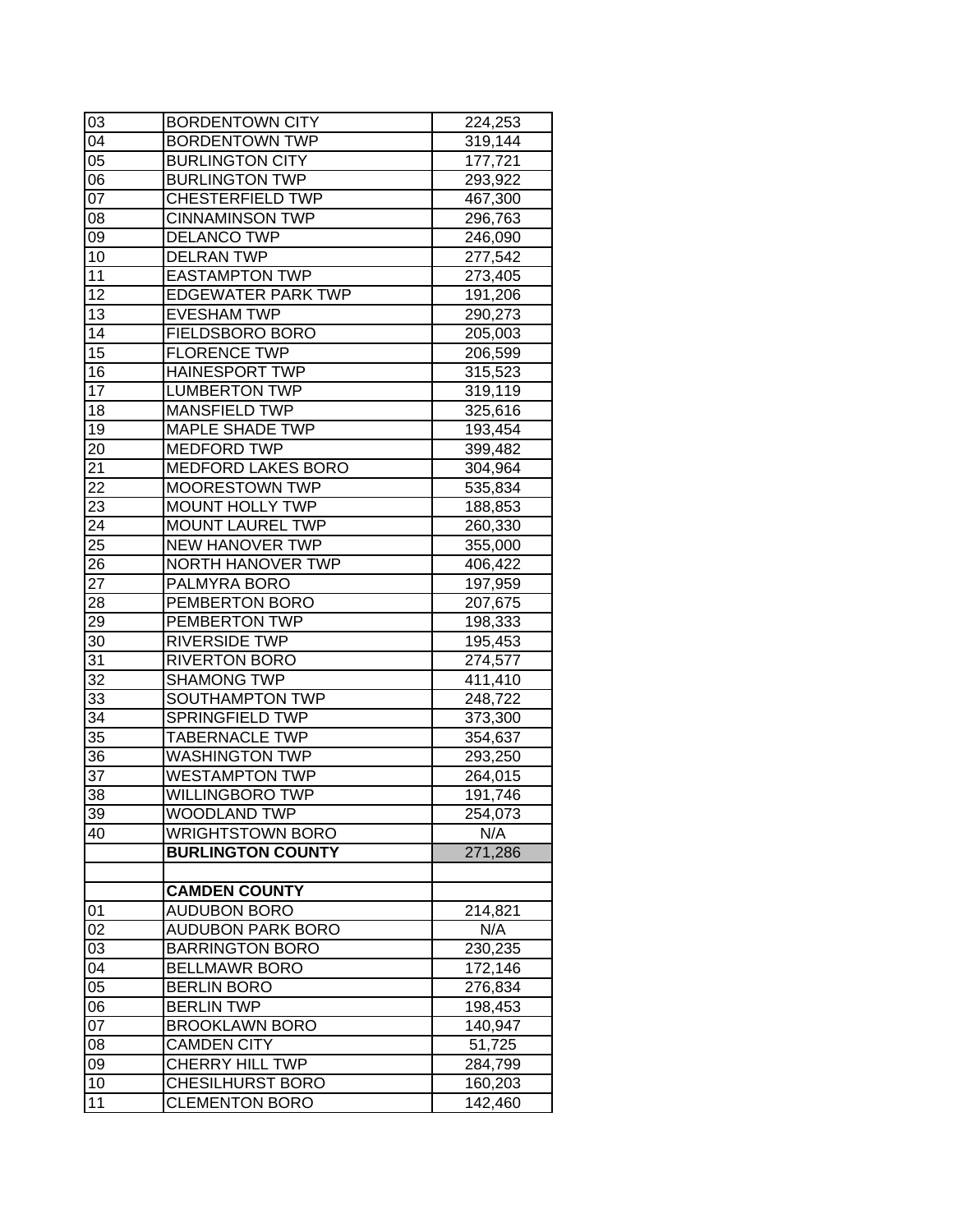| | | |
|---|---|---|
| 03 | BORDENTOWN CITY | 224,253 |
| 04 | BORDENTOWN TWP | 319,144 |
| 05 | BURLINGTON CITY | 177,721 |
| 06 | BURLINGTON TWP | 293,922 |
| 07 | CHESTERFIELD TWP | 467,300 |
| 08 | CINNAMINSON TWP | 296,763 |
| 09 | DELANCO TWP | 246,090 |
| 10 | DELRAN TWP | 277,542 |
| 11 | EASTAMPTON TWP | 273,405 |
| 12 | EDGEWATER PARK TWP | 191,206 |
| 13 | EVESHAM TWP | 290,273 |
| 14 | FIELDSBORO BORO | 205,003 |
| 15 | FLORENCE TWP | 206,599 |
| 16 | HAINESPORT TWP | 315,523 |
| 17 | LUMBERTON TWP | 319,119 |
| 18 | MANSFIELD TWP | 325,616 |
| 19 | MAPLE SHADE TWP | 193,454 |
| 20 | MEDFORD TWP | 399,482 |
| 21 | MEDFORD LAKES BORO | 304,964 |
| 22 | MOORESTOWN TWP | 535,834 |
| 23 | MOUNT HOLLY TWP | 188,853 |
| 24 | MOUNT LAUREL TWP | 260,330 |
| 25 | NEW HANOVER TWP | 355,000 |
| 26 | NORTH HANOVER TWP | 406,422 |
| 27 | PALMYRA BORO | 197,959 |
| 28 | PEMBERTON BORO | 207,675 |
| 29 | PEMBERTON TWP | 198,333 |
| 30 | RIVERSIDE TWP | 195,453 |
| 31 | RIVERTON BORO | 274,577 |
| 32 | SHAMONG TWP | 411,410 |
| 33 | SOUTHAMPTON TWP | 248,722 |
| 34 | SPRINGFIELD TWP | 373,300 |
| 35 | TABERNACLE TWP | 354,637 |
| 36 | WASHINGTON TWP | 293,250 |
| 37 | WESTAMPTON TWP | 264,015 |
| 38 | WILLINGBORO TWP | 191,746 |
| 39 | WOODLAND TWP | 254,073 |
| 40 | WRIGHTSTOWN BORO | N/A |
| | **BURLINGTON COUNTY** | 271,286 |
| | | |
| | **CAMDEN COUNTY** | |
| 01 | AUDUBON BORO | 214,821 |
| 02 | AUDUBON PARK BORO | N/A |
| 03 | BARRINGTON BORO | 230,235 |
| 04 | BELLMAWR BORO | 172,146 |
| 05 | BERLIN BORO | 276,834 |
| 06 | BERLIN TWP | 198,453 |
| 07 | BROOKLAWN BORO | 140,947 |
| 08 | CAMDEN CITY | 51,725 |
| 09 | CHERRY HILL TWP | 284,799 |
| 10 | CHESILHURST BORO | 160,203 |
| 11 | CLEMENTON BORO | 142,460 |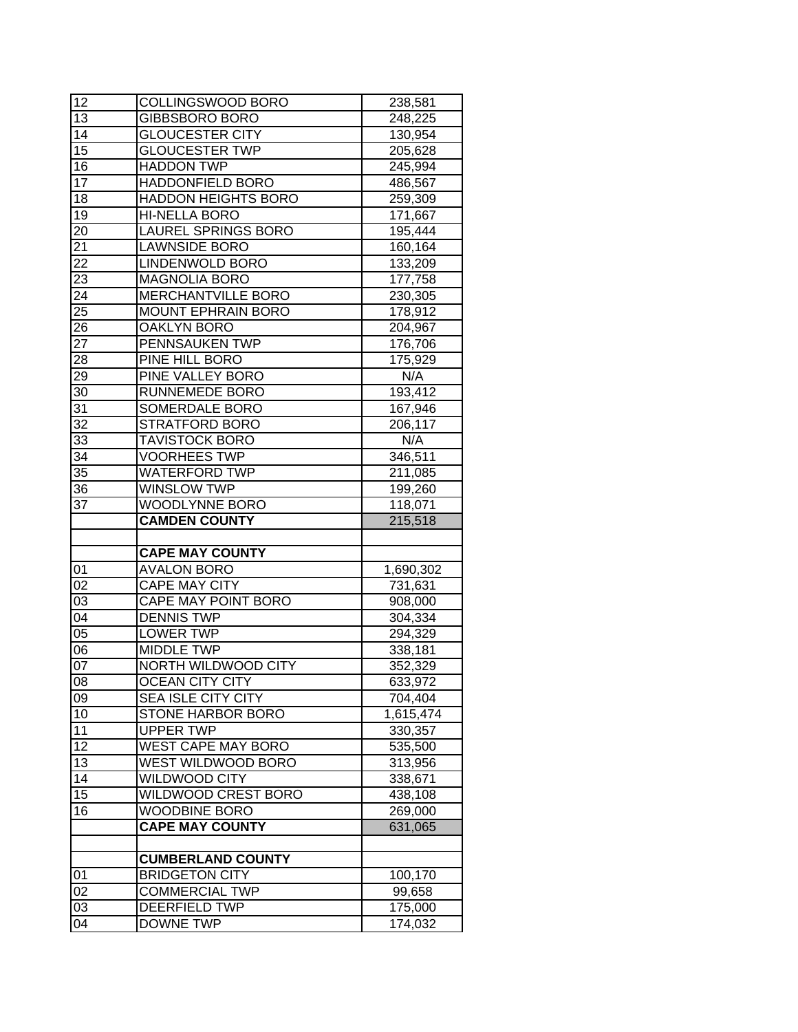| | | |
|---|---|---|
| 12 | COLLINGSWOOD BORO | 238,581 |
| 13 | GIBBSBORO BORO | 248,225 |
| 14 | GLOUCESTER CITY | 130,954 |
| 15 | GLOUCESTER TWP | 205,628 |
| 16 | HADDON TWP | 245,994 |
| 17 | HADDONFIELD BORO | 486,567 |
| 18 | HADDON HEIGHTS BORO | 259,309 |
| 19 | HI-NELLA BORO | 171,667 |
| 20 | LAUREL SPRINGS BORO | 195,444 |
| 21 | LAWNSIDE BORO | 160,164 |
| 22 | LINDENWOLD BORO | 133,209 |
| 23 | MAGNOLIA BORO | 177,758 |
| 24 | MERCHANTVILLE BORO | 230,305 |
| 25 | MOUNT EPHRAIN BORO | 178,912 |
| 26 | OAKLYN BORO | 204,967 |
| 27 | PENNSAUKEN TWP | 176,706 |
| 28 | PINE HILL BORO | 175,929 |
| 29 | PINE VALLEY BORO | N/A |
| 30 | RUNNEMEDE BORO | 193,412 |
| 31 | SOMERDALE BORO | 167,946 |
| 32 | STRATFORD BORO | 206,117 |
| 33 | TAVISTOCK BORO | N/A |
| 34 | VOORHEES TWP | 346,511 |
| 35 | WATERFORD TWP | 211,085 |
| 36 | WINSLOW TWP | 199,260 |
| 37 | WOODLYNNE BORO | 118,071 |
| | **CAMDEN COUNTY** | 215,518 |
| | | |
| | **CAPE MAY COUNTY** | |
| 01 | AVALON BORO | 1,690,302 |
| 02 | CAPE MAY CITY | 731,631 |
| 03 | CAPE MAY POINT BORO | 908,000 |
| 04 | DENNIS TWP | 304,334 |
| 05 | LOWER TWP | 294,329 |
| 06 | MIDDLE TWP | 338,181 |
| 07 | NORTH WILDWOOD CITY | 352,329 |
| 08 | OCEAN CITY CITY | 633,972 |
| 09 | SEA ISLE CITY CITY | 704,404 |
| 10 | STONE HARBOR BORO | 1,615,474 |
| 11 | UPPER TWP | 330,357 |
| 12 | WEST CAPE MAY BORO | 535,500 |
| 13 | WEST WILDWOOD BORO | 313,956 |
| 14 | WILDWOOD CITY | 338,671 |
| 15 | WILDWOOD CREST BORO | 438,108 |
| 16 | WOODBINE BORO | 269,000 |
| | **CAPE MAY COUNTY** | 631,065 |
| | | |
| | **CUMBERLAND COUNTY** | |
| 01 | BRIDGETON CITY | 100,170 |
| 02 | COMMERCIAL TWP | 99,658 |
| 03 | DEERFIELD TWP | 175,000 |
| 04 | DOWNE TWP | 174,032 |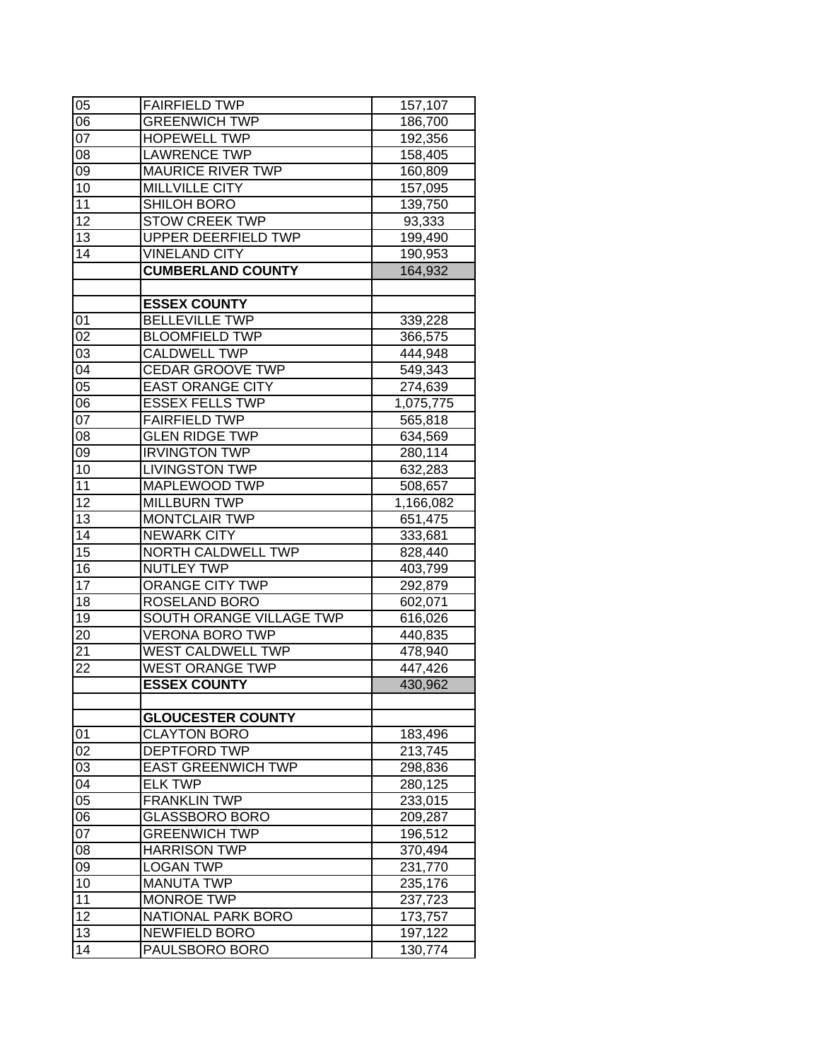| | | |
|---|---|---|
| 05 | FAIRFIELD TWP | 157,107 |
| 06 | GREENWICH TWP | 186,700 |
| 07 | HOPEWELL TWP | 192,356 |
| 08 | LAWRENCE TWP | 158,405 |
| 09 | MAURICE RIVER TWP | 160,809 |
| 10 | MILLVILLE CITY | 157,095 |
| 11 | SHILOH BORO | 139,750 |
| 12 | STOW CREEK TWP | 93,333 |
| 13 | UPPER DEERFIELD TWP | 199,490 |
| 14 | VINELAND CITY | 190,953 |
| | **CUMBERLAND COUNTY** | 164,932 |
| | | |
| | **ESSEX COUNTY** | |
| 01 | BELLEVILLE TWP | 339,228 |
| 02 | BLOOMFIELD TWP | 366,575 |
| 03 | CALDWELL TWP | 444,948 |
| 04 | CEDAR GROOVE TWP | 549,343 |
| 05 | EAST ORANGE CITY | 274,639 |
| 06 | ESSEX FELLS TWP | 1,075,775 |
| 07 | FAIRFIELD TWP | 565,818 |
| 08 | GLEN RIDGE TWP | 634,569 |
| 09 | IRVINGTON TWP | 280,114 |
| 10 | LIVINGSTON TWP | 632,283 |
| 11 | MAPLEWOOD TWP | 508,657 |
| 12 | MILLBURN TWP | 1,166,082 |
| 13 | MONTCLAIR TWP | 651,475 |
| 14 | NEWARK CITY | 333,681 |
| 15 | NORTH CALDWELL TWP | 828,440 |
| 16 | NUTLEY TWP | 403,799 |
| 17 | ORANGE CITY TWP | 292,879 |
| 18 | ROSELAND BORO | 602,071 |
| 19 | SOUTH ORANGE VILLAGE TWP | 616,026 |
| 20 | VERONA BORO TWP | 440,835 |
| 21 | WEST CALDWELL TWP | 478,940 |
| 22 | WEST ORANGE TWP | 447,426 |
| | **ESSEX COUNTY** | 430,962 |
| | | |
| | **GLOUCESTER COUNTY** | |
| 01 | CLAYTON BORO | 183,496 |
| 02 | DEPTFORD TWP | 213,745 |
| 03 | EAST GREENWICH TWP | 298,836 |
| 04 | ELK TWP | 280,125 |
| 05 | FRANKLIN TWP | 233,015 |
| 06 | GLASSBORO BORO | 209,287 |
| 07 | GREENWICH TWP | 196,512 |
| 08 | HARRISON TWP | 370,494 |
| 09 | LOGAN TWP | 231,770 |
| 10 | MANUTA TWP | 235,176 |
| 11 | MONROE TWP | 237,723 |
| 12 | NATIONAL PARK BORO | 173,757 |
| 13 | NEWFIELD BORO | 197,122 |
| 14 | PAULSBORO BORO | 130,774 |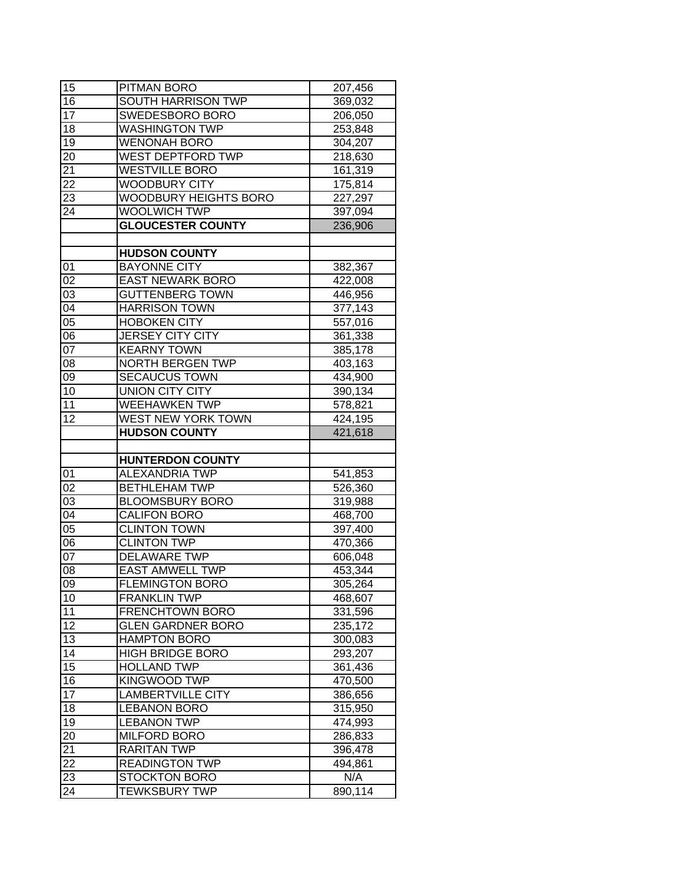| | | |
|---|---|---|
| 15 | PITMAN BORO | 207,456 |
| 16 | SOUTH HARRISON TWP | 369,032 |
| 17 | SWEDESBORO BORO | 206,050 |
| 18 | WASHINGTON TWP | 253,848 |
| 19 | WENONAH BORO | 304,207 |
| 20 | WEST DEPTFORD TWP | 218,630 |
| 21 | WESTVILLE BORO | 161,319 |
| 22 | WOODBURY CITY | 175,814 |
| 23 | WOODBURY HEIGHTS BORO | 227,297 |
| 24 | WOOLWICH TWP | 397,094 |
| | **GLOUCESTER COUNTY** | 236,906 |
| | | |
| | **HUDSON COUNTY** | |
| 01 | BAYONNE CITY | 382,367 |
| 02 | EAST NEWARK BORO | 422,008 |
| 03 | GUTTENBERG TOWN | 446,956 |
| 04 | HARRISON TOWN | 377,143 |
| 05 | HOBOKEN CITY | 557,016 |
| 06 | JERSEY CITY CITY | 361,338 |
| 07 | KEARNY TOWN | 385,178 |
| 08 | NORTH BERGEN TWP | 403,163 |
| 09 | SECAUCUS TOWN | 434,900 |
| 10 | UNION CITY CITY | 390,134 |
| 11 | WEEHAWKEN TWP | 578,821 |
| 12 | WEST NEW YORK TOWN | 424,195 |
| | **HUDSON COUNTY** | 421,618 |
| | | |
| | **HUNTERDON COUNTY** | |
| 01 | ALEXANDRIA TWP | 541,853 |
| 02 | BETHLEHAM TWP | 526,360 |
| 03 | BLOOMSBURY BORO | 319,988 |
| 04 | CALIFON BORO | 468,700 |
| 05 | CLINTON TOWN | 397,400 |
| 06 | CLINTON TWP | 470,366 |
| 07 | DELAWARE TWP | 606,048 |
| 08 | EAST AMWELL TWP | 453,344 |
| 09 | FLEMINGTON BORO | 305,264 |
| 10 | FRANKLIN TWP | 468,607 |
| 11 | FRENCHTOWN BORO | 331,596 |
| 12 | GLEN GARDNER BORO | 235,172 |
| 13 | HAMPTON BORO | 300,083 |
| 14 | HIGH BRIDGE BORO | 293,207 |
| 15 | HOLLAND TWP | 361,436 |
| 16 | KINGWOOD TWP | 470,500 |
| 17 | LAMBERTVILLE CITY | 386,656 |
| 18 | LEBANON BORO | 315,950 |
| 19 | LEBANON TWP | 474,993 |
| 20 | MILFORD BORO | 286,833 |
| 21 | RARITAN TWP | 396,478 |
| 22 | READINGTON TWP | 494,861 |
| 23 | STOCKTON BORO | N/A |
| 24 | TEWKSBURY TWP | 890,114 |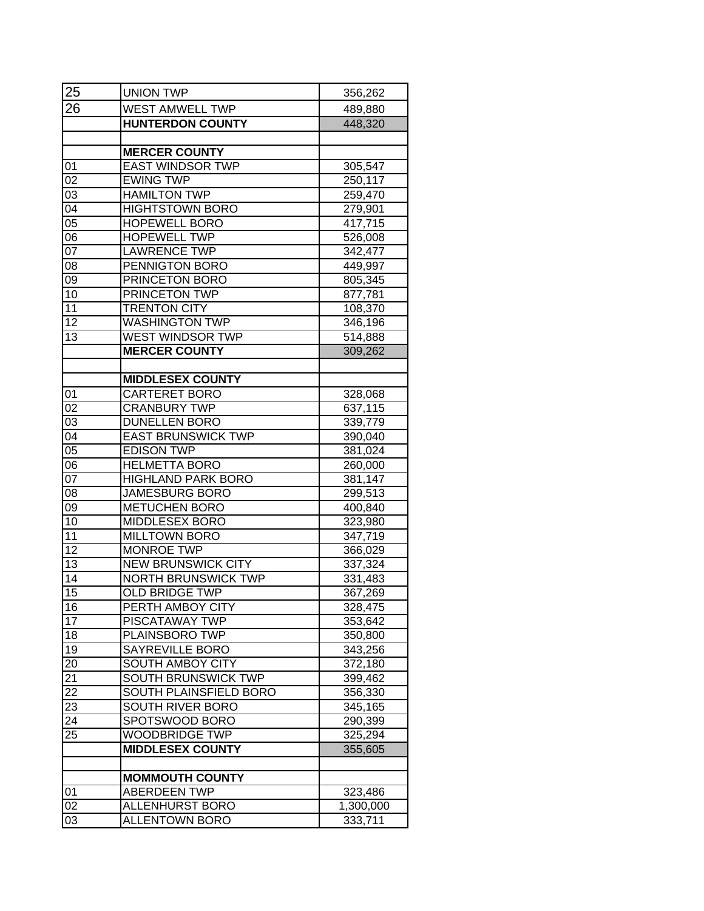| | | |
|---|---|---|
| 25 | UNION TWP | 356,262 |
| 26 | WEST AMWELL TWP | 489,880 |
| | **HUNTERDON COUNTY** | 448,320 |
| | | |
| | **MERCER COUNTY** | |
| 01 | EAST WINDSOR TWP | 305,547 |
| 02 | EWING TWP | 250,117 |
| 03 | HAMILTON TWP | 259,470 |
| 04 | HIGHTSTOWN BORO | 279,901 |
| 05 | HOPEWELL BORO | 417,715 |
| 06 | HOPEWELL TWP | 526,008 |
| 07 | LAWRENCE TWP | 342,477 |
| 08 | PENNIGTON BORO | 449,997 |
| 09 | PRINCETON BORO | 805,345 |
| 10 | PRINCETON TWP | 877,781 |
| 11 | TRENTON CITY | 108,370 |
| 12 | WASHINGTON TWP | 346,196 |
| 13 | WEST WINDSOR TWP | 514,888 |
| | **MERCER COUNTY** | 309,262 |
| | | |
| | **MIDDLESEX COUNTY** | |
| 01 | CARTERET BORO | 328,068 |
| 02 | CRANBURY TWP | 637,115 |
| 03 | DUNELLEN BORO | 339,779 |
| 04 | EAST BRUNSWICK TWP | 390,040 |
| 05 | EDISON TWP | 381,024 |
| 06 | HELMETTA BORO | 260,000 |
| 07 | HIGHLAND PARK BORO | 381,147 |
| 08 | JAMESBURG BORO | 299,513 |
| 09 | METUCHEN BORO | 400,840 |
| 10 | MIDDLESEX BORO | 323,980 |
| 11 | MILLTOWN BORO | 347,719 |
| 12 | MONROE TWP | 366,029 |
| 13 | NEW BRUNSWICK CITY | 337,324 |
| 14 | NORTH BRUNSWICK TWP | 331,483 |
| 15 | OLD BRIDGE TWP | 367,269 |
| 16 | PERTH AMBOY CITY | 328,475 |
| 17 | PISCATAWAY TWP | 353,642 |
| 18 | PLAINSBORO TWP | 350,800 |
| 19 | SAYREVILLE BORO | 343,256 |
| 20 | SOUTH AMBOY CITY | 372,180 |
| 21 | SOUTH BRUNSWICK TWP | 399,462 |
| 22 | SOUTH PLAINSFIELD BORO | 356,330 |
| 23 | SOUTH RIVER BORO | 345,165 |
| 24 | SPOTSWOOD BORO | 290,399 |
| 25 | WOODBRIDGE TWP | 325,294 |
| | **MIDDLESEX COUNTY** | 355,605 |
| | | |
| | **MOMMOUTH COUNTY** | |
| 01 | ABERDEEN TWP | 323,486 |
| 02 | ALLENHURST BORO | 1,300,000 |
| 03 | ALLENTOWN BORO | 333,711 |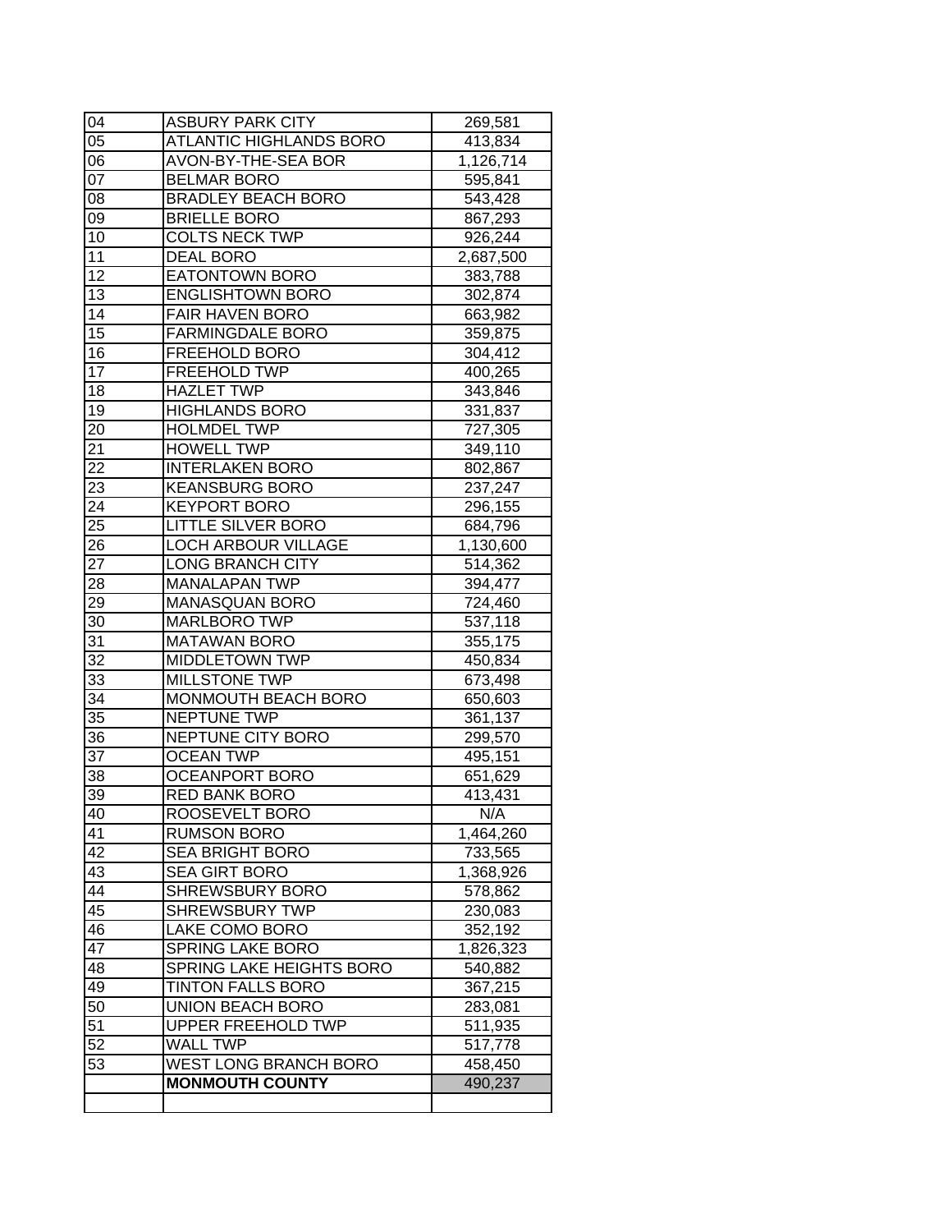| | | |
|---|---|---|
| 04 | ASBURY PARK CITY | 269,581 |
| 05 | ATLANTIC HIGHLANDS BORO | 413,834 |
| 06 | AVON-BY-THE-SEA BOR | 1,126,714 |
| 07 | BELMAR BORO | 595,841 |
| 08 | BRADLEY BEACH BORO | 543,428 |
| 09 | BRIELLE BORO | 867,293 |
| 10 | COLTS NECK TWP | 926,244 |
| 11 | DEAL BORO | 2,687,500 |
| 12 | EATONTOWN BORO | 383,788 |
| 13 | ENGLISHTOWN BORO | 302,874 |
| 14 | FAIR HAVEN BORO | 663,982 |
| 15 | FARMINGDALE BORO | 359,875 |
| 16 | FREEHOLD BORO | 304,412 |
| 17 | FREEHOLD TWP | 400,265 |
| 18 | HAZLET TWP | 343,846 |
| 19 | HIGHLANDS BORO | 331,837 |
| 20 | HOLMDEL TWP | 727,305 |
| 21 | HOWELL TWP | 349,110 |
| 22 | INTERLAKEN BORO | 802,867 |
| 23 | KEANSBURG BORO | 237,247 |
| 24 | KEYPORT BORO | 296,155 |
| 25 | LITTLE SILVER BORO | 684,796 |
| 26 | LOCH ARBOUR VILLAGE | 1,130,600 |
| 27 | LONG BRANCH CITY | 514,362 |
| 28 | MANALAPAN TWP | 394,477 |
| 29 | MANASQUAN BORO | 724,460 |
| 30 | MARLBORO TWP | 537,118 |
| 31 | MATAWAN BORO | 355,175 |
| 32 | MIDDLETOWN TWP | 450,834 |
| 33 | MILLSTONE TWP | 673,498 |
| 34 | MONMOUTH BEACH BORO | 650,603 |
| 35 | NEPTUNE TWP | 361,137 |
| 36 | NEPTUNE CITY BORO | 299,570 |
| 37 | OCEAN TWP | 495,151 |
| 38 | OCEANPORT BORO | 651,629 |
| 39 | RED BANK BORO | 413,431 |
| 40 | ROOSEVELT BORO | N/A |
| 41 | RUMSON BORO | 1,464,260 |
| 42 | SEA BRIGHT BORO | 733,565 |
| 43 | SEA GIRT BORO | 1,368,926 |
| 44 | SHREWSBURY BORO | 578,862 |
| 45 | SHREWSBURY TWP | 230,083 |
| 46 | LAKE COMO BORO | 352,192 |
| 47 | SPRING LAKE BORO | 1,826,323 |
| 48 | SPRING LAKE HEIGHTS BORO | 540,882 |
| 49 | TINTON FALLS BORO | 367,215 |
| 50 | UNION BEACH BORO | 283,081 |
| 51 | UPPER FREEHOLD TWP | 511,935 |
| 52 | WALL TWP | 517,778 |
| 53 | WEST LONG BRANCH BORO | 458,450 |
| | **MONMOUTH COUNTY** | 490,237 |
| | | |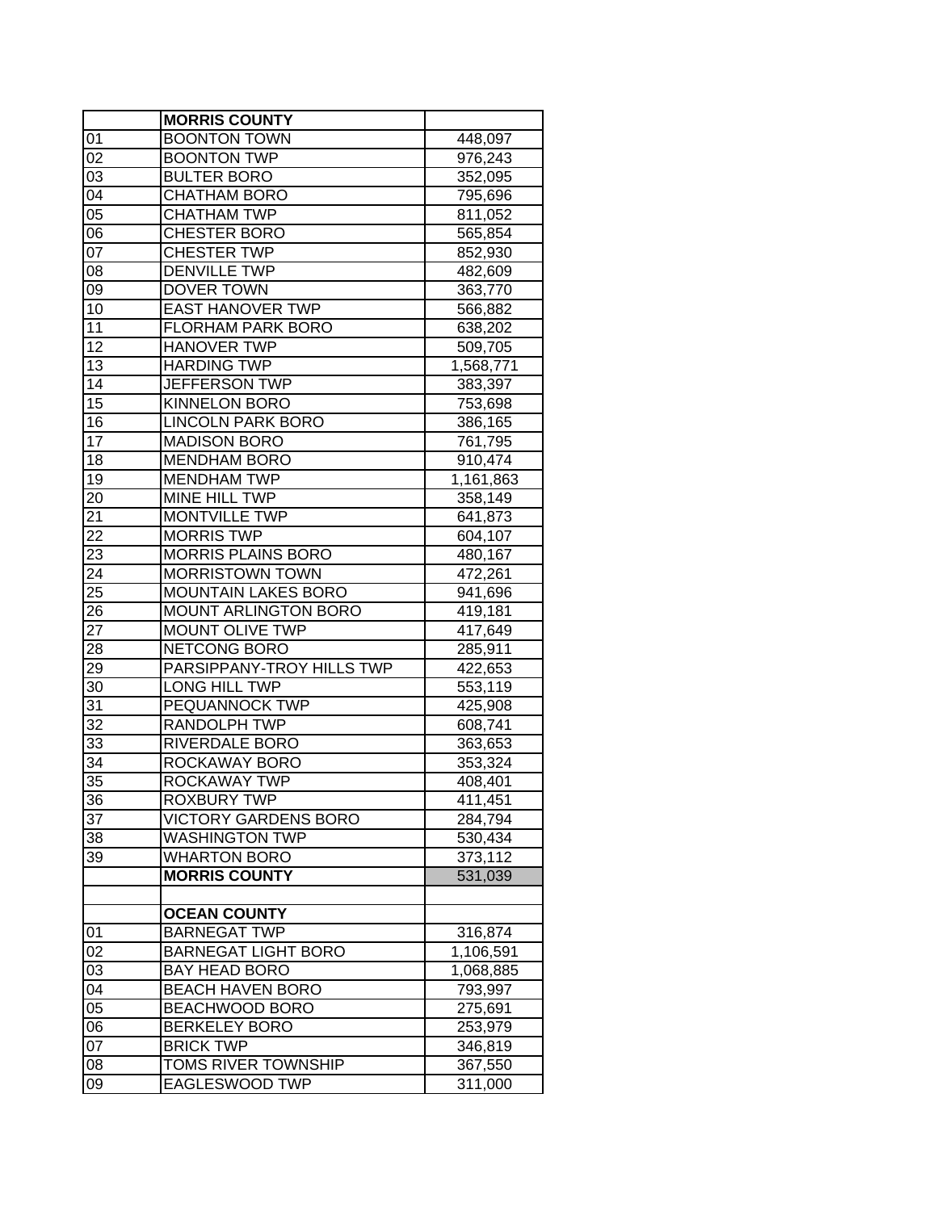| | | |
|---|---|---|
| | **MORRIS COUNTY** | |
| 01 | BOONTON TOWN | 448,097 |
| 02 | BOONTON TWP | 976,243 |
| 03 | BULTER BORO | 352,095 |
| 04 | CHATHAM BORO | 795,696 |
| 05 | CHATHAM TWP | 811,052 |
| 06 | CHESTER BORO | 565,854 |
| 07 | CHESTER TWP | 852,930 |
| 08 | DENVILLE TWP | 482,609 |
| 09 | DOVER TOWN | 363,770 |
| 10 | EAST HANOVER TWP | 566,882 |
| 11 | FLORHAM PARK BORO | 638,202 |
| 12 | HANOVER TWP | 509,705 |
| 13 | HARDING TWP | 1,568,771 |
| 14 | JEFFERSON TWP | 383,397 |
| 15 | KINNELON BORO | 753,698 |
| 16 | LINCOLN PARK BORO | 386,165 |
| 17 | MADISON BORO | 761,795 |
| 18 | MENDHAM BORO | 910,474 |
| 19 | MENDHAM TWP | 1,161,863 |
| 20 | MINE HILL TWP | 358,149 |
| 21 | MONTVILLE TWP | 641,873 |
| 22 | MORRIS TWP | 604,107 |
| 23 | MORRIS PLAINS BORO | 480,167 |
| 24 | MORRISTOWN TOWN | 472,261 |
| 25 | MOUNTAIN LAKES BORO | 941,696 |
| 26 | MOUNT ARLINGTON BORO | 419,181 |
| 27 | MOUNT OLIVE TWP | 417,649 |
| 28 | NETCONG BORO | 285,911 |
| 29 | PARSIPPANY-TROY HILLS TWP | 422,653 |
| 30 | LONG HILL TWP | 553,119 |
| 31 | PEQUANNOCK TWP | 425,908 |
| 32 | RANDOLPH TWP | 608,741 |
| 33 | RIVERDALE BORO | 363,653 |
| 34 | ROCKAWAY BORO | 353,324 |
| 35 | ROCKAWAY TWP | 408,401 |
| 36 | ROXBURY TWP | 411,451 |
| 37 | VICTORY GARDENS BORO | 284,794 |
| 38 | WASHINGTON TWP | 530,434 |
| 39 | WHARTON BORO | 373,112 |
| | **MORRIS COUNTY** | 531,039 |
| | | |
| | **OCEAN COUNTY** | |
| 01 | BARNEGAT TWP | 316,874 |
| 02 | BARNEGAT LIGHT BORO | 1,106,591 |
| 03 | BAY HEAD BORO | 1,068,885 |
| 04 | BEACH HAVEN BORO | 793,997 |
| 05 | BEACHWOOD BORO | 275,691 |
| 06 | BERKELEY BORO | 253,979 |
| 07 | BRICK TWP | 346,819 |
| 08 | TOMS RIVER TOWNSHIP | 367,550 |
| 09 | EAGLESWOOD TWP | 311,000 |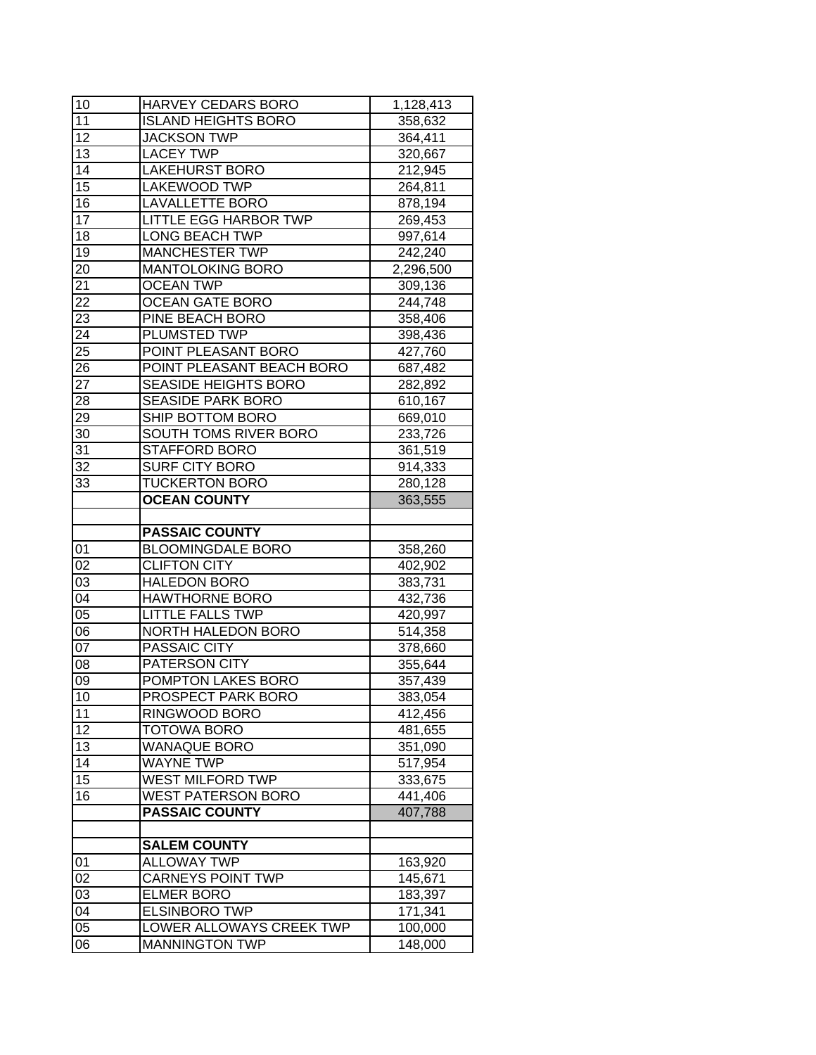| | | |
|---|---|---|
| 10 | HARVEY CEDARS BORO | 1,128,413 |
| 11 | ISLAND HEIGHTS BORO | 358,632 |
| 12 | JACKSON TWP | 364,411 |
| 13 | LACEY TWP | 320,667 |
| 14 | LAKEHURST BORO | 212,945 |
| 15 | LAKEWOOD TWP | 264,811 |
| 16 | LAVALLETTE BORO | 878,194 |
| 17 | LITTLE EGG HARBOR TWP | 269,453 |
| 18 | LONG BEACH TWP | 997,614 |
| 19 | MANCHESTER TWP | 242,240 |
| 20 | MANTOLOKING BORO | 2,296,500 |
| 21 | OCEAN TWP | 309,136 |
| 22 | OCEAN GATE BORO | 244,748 |
| 23 | PINE BEACH BORO | 358,406 |
| 24 | PLUMSTED TWP | 398,436 |
| 25 | POINT PLEASANT BORO | 427,760 |
| 26 | POINT PLEASANT BEACH BORO | 687,482 |
| 27 | SEASIDE HEIGHTS BORO | 282,892 |
| 28 | SEASIDE PARK BORO | 610,167 |
| 29 | SHIP BOTTOM BORO | 669,010 |
| 30 | SOUTH TOMS RIVER BORO | 233,726 |
| 31 | STAFFORD BORO | 361,519 |
| 32 | SURF CITY BORO | 914,333 |
| 33 | TUCKERTON BORO | 280,128 |
| | **OCEAN COUNTY** | 363,555 |
| | | |
| | **PASSAIC COUNTY** | |
| 01 | BLOOMINGDALE BORO | 358,260 |
| 02 | CLIFTON CITY | 402,902 |
| 03 | HALEDON BORO | 383,731 |
| 04 | HAWTHORNE BORO | 432,736 |
| 05 | LITTLE FALLS TWP | 420,997 |
| 06 | NORTH HALEDON BORO | 514,358 |
| 07 | PASSAIC CITY | 378,660 |
| 08 | PATERSON CITY | 355,644 |
| 09 | POMPTON LAKES BORO | 357,439 |
| 10 | PROSPECT PARK BORO | 383,054 |
| 11 | RINGWOOD BORO | 412,456 |
| 12 | TOTOWA BORO | 481,655 |
| 13 | WANAQUE BORO | 351,090 |
| 14 | WAYNE TWP | 517,954 |
| 15 | WEST MILFORD TWP | 333,675 |
| 16 | WEST PATERSON BORO | 441,406 |
| | **PASSAIC COUNTY** | 407,788 |
| | | |
| | **SALEM COUNTY** | |
| 01 | ALLOWAY TWP | 163,920 |
| 02 | CARNEYS POINT TWP | 145,671 |
| 03 | ELMER BORO | 183,397 |
| 04 | ELSINBORO TWP | 171,341 |
| 05 | LOWER ALLOWAYS CREEK TWP | 100,000 |
| 06 | MANNINGTON TWP | 148,000 |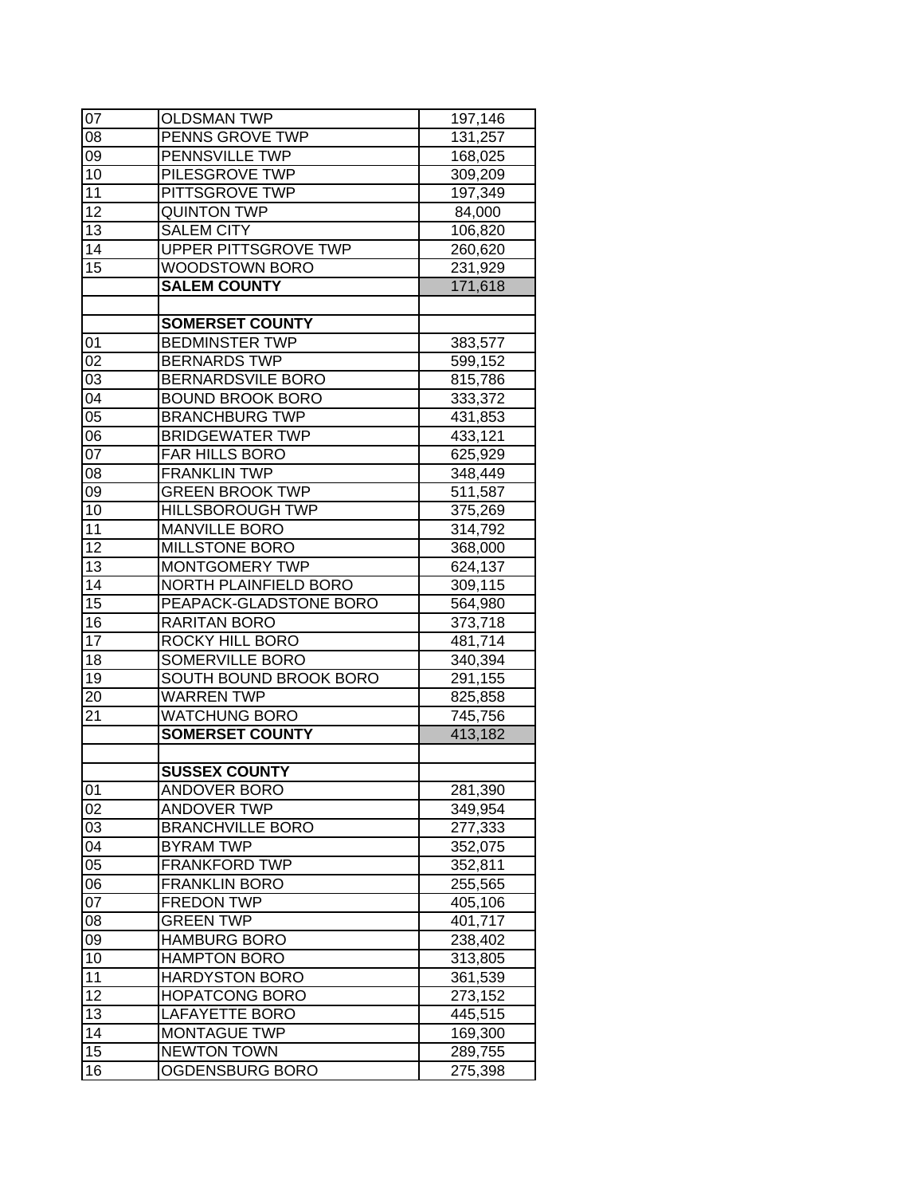| | | |
|---|---|---|
| 07 | OLDSMAN TWP | 197,146 |
| 08 | PENNS GROVE TWP | 131,257 |
| 09 | PENNSVILLE TWP | 168,025 |
| 10 | PILESGROVE TWP | 309,209 |
| 11 | PITTSGROVE TWP | 197,349 |
| 12 | QUINTON TWP | 84,000 |
| 13 | SALEM CITY | 106,820 |
| 14 | UPPER PITTSGROVE TWP | 260,620 |
| 15 | WOODSTOWN BORO | 231,929 |
| | **SALEM COUNTY** | 171,618 |
| | | |
| | **SOMERSET COUNTY** | |
| 01 | BEDMINSTER TWP | 383,577 |
| 02 | BERNARDS TWP | 599,152 |
| 03 | BERNARDSVILE BORO | 815,786 |
| 04 | BOUND BROOK BORO | 333,372 |
| 05 | BRANCHBURG TWP | 431,853 |
| 06 | BRIDGEWATER TWP | 433,121 |
| 07 | FAR HILLS BORO | 625,929 |
| 08 | FRANKLIN TWP | 348,449 |
| 09 | GREEN BROOK TWP | 511,587 |
| 10 | HILLSBOROUGH TWP | 375,269 |
| 11 | MANVILLE BORO | 314,792 |
| 12 | MILLSTONE BORO | 368,000 |
| 13 | MONTGOMERY TWP | 624,137 |
| 14 | NORTH PLAINFIELD BORO | 309,115 |
| 15 | PEAPACK-GLADSTONE BORO | 564,980 |
| 16 | RARITAN BORO | 373,718 |
| 17 | ROCKY HILL BORO | 481,714 |
| 18 | SOMERVILLE BORO | 340,394 |
| 19 | SOUTH BOUND BROOK BORO | 291,155 |
| 20 | WARREN TWP | 825,858 |
| 21 | WATCHUNG BORO | 745,756 |
| | **SOMERSET COUNTY** | 413,182 |
| | | |
| | **SUSSEX COUNTY** | |
| 01 | ANDOVER BORO | 281,390 |
| 02 | ANDOVER TWP | 349,954 |
| 03 | BRANCHVILLE BORO | 277,333 |
| 04 | BYRAM TWP | 352,075 |
| 05 | FRANKFORD TWP | 352,811 |
| 06 | FRANKLIN BORO | 255,565 |
| 07 | FREDON TWP | 405,106 |
| 08 | GREEN TWP | 401,717 |
| 09 | HAMBURG BORO | 238,402 |
| 10 | HAMPTON BORO | 313,805 |
| 11 | HARDYSTON BORO | 361,539 |
| 12 | HOPATCONG BORO | 273,152 |
| 13 | LAFAYETTE BORO | 445,515 |
| 14 | MONTAGUE TWP | 169,300 |
| 15 | NEWTON TOWN | 289,755 |
| 16 | OGDENSBURG BORO | 275,398 |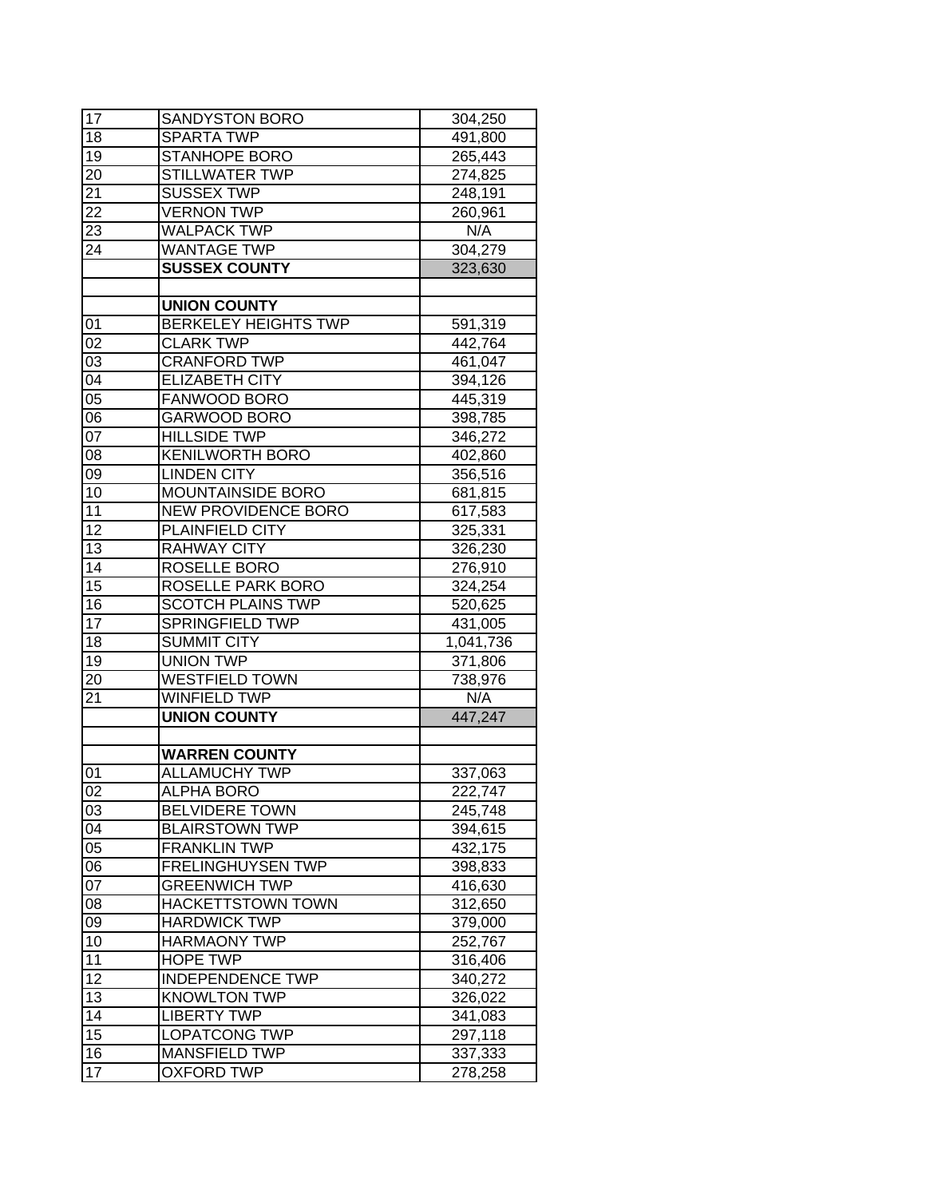| | | |
|---|---|---|
| 17 | SANDYSTON BORO | 304,250 |
| 18 | SPARTA TWP | 491,800 |
| 19 | STANHOPE BORO | 265,443 |
| 20 | STILLWATER TWP | 274,825 |
| 21 | SUSSEX TWP | 248,191 |
| 22 | VERNON TWP | 260,961 |
| 23 | WALPACK TWP | N/A |
| 24 | WANTAGE TWP | 304,279 |
| | **SUSSEX COUNTY** | 323,630 |
| | | |
| | **UNION COUNTY** | |
| 01 | BERKELEY HEIGHTS TWP | 591,319 |
| 02 | CLARK TWP | 442,764 |
| 03 | CRANFORD TWP | 461,047 |
| 04 | ELIZABETH CITY | 394,126 |
| 05 | FANWOOD BORO | 445,319 |
| 06 | GARWOOD BORO | 398,785 |
| 07 | HILLSIDE TWP | 346,272 |
| 08 | KENILWORTH BORO | 402,860 |
| 09 | LINDEN CITY | 356,516 |
| 10 | MOUNTAINSIDE BORO | 681,815 |
| 11 | NEW PROVIDENCE BORO | 617,583 |
| 12 | PLAINFIELD CITY | 325,331 |
| 13 | RAHWAY CITY | 326,230 |
| 14 | ROSELLE BORO | 276,910 |
| 15 | ROSELLE PARK BORO | 324,254 |
| 16 | SCOTCH PLAINS TWP | 520,625 |
| 17 | SPRINGFIELD TWP | 431,005 |
| 18 | SUMMIT CITY | 1,041,736 |
| 19 | UNION TWP | 371,806 |
| 20 | WESTFIELD TOWN | 738,976 |
| 21 | WINFIELD TWP | N/A |
| | **UNION COUNTY** | 447,247 |
| | | |
| | **WARREN COUNTY** | |
| 01 | ALLAMUCHY TWP | 337,063 |
| 02 | ALPHA BORO | 222,747 |
| 03 | BELVIDERE TOWN | 245,748 |
| 04 | BLAIRSTOWN TWP | 394,615 |
| 05 | FRANKLIN TWP | 432,175 |
| 06 | FRELINGHUYSEN TWP | 398,833 |
| 07 | GREENWICH TWP | 416,630 |
| 08 | HACKETTSTOWN TOWN | 312,650 |
| 09 | HARDWICK TWP | 379,000 |
| 10 | HARMAONY TWP | 252,767 |
| 11 | HOPE TWP | 316,406 |
| 12 | INDEPENDENCE TWP | 340,272 |
| 13 | KNOWLTON TWP | 326,022 |
| 14 | LIBERTY TWP | 341,083 |
| 15 | LOPATCONG TWP | 297,118 |
| 16 | MANSFIELD TWP | 337,333 |
| 17 | OXFORD TWP | 278,258 |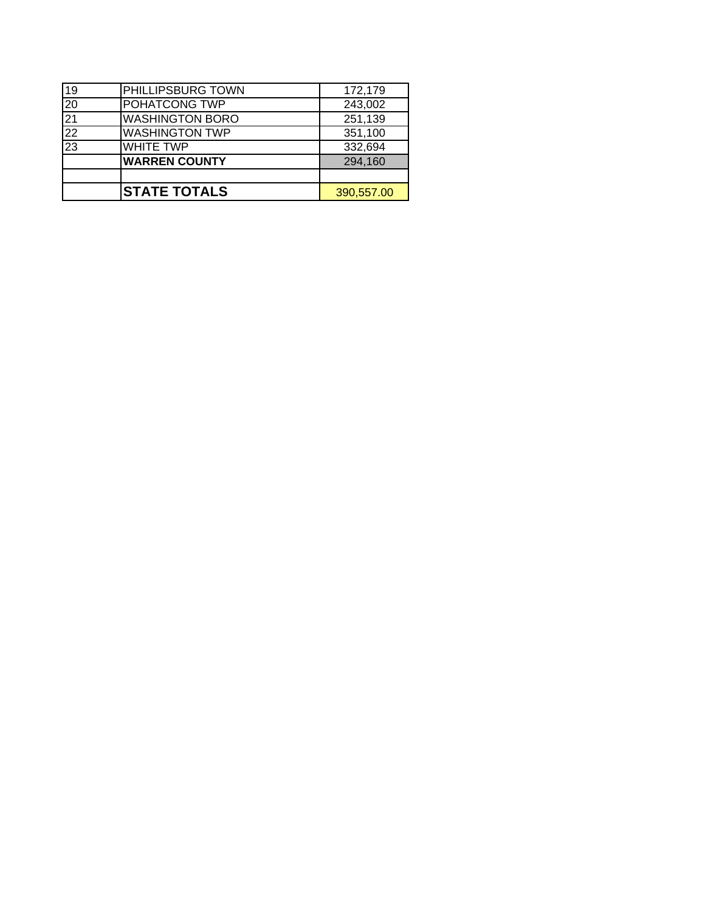| | | |
|---|---|---|
| 19 | PHILLIPSBURG TOWN | 172,179 |
| 20 | POHATCONG TWP | 243,002 |
| 21 | WASHINGTON BORO | 251,139 |
| 22 | WASHINGTON TWP | 351,100 |
| 23 | WHITE TWP | 332,694 |
| | **WARREN COUNTY** | 294,160 |
| | | |
| | **STATE TOTALS** | 390,557.00 |